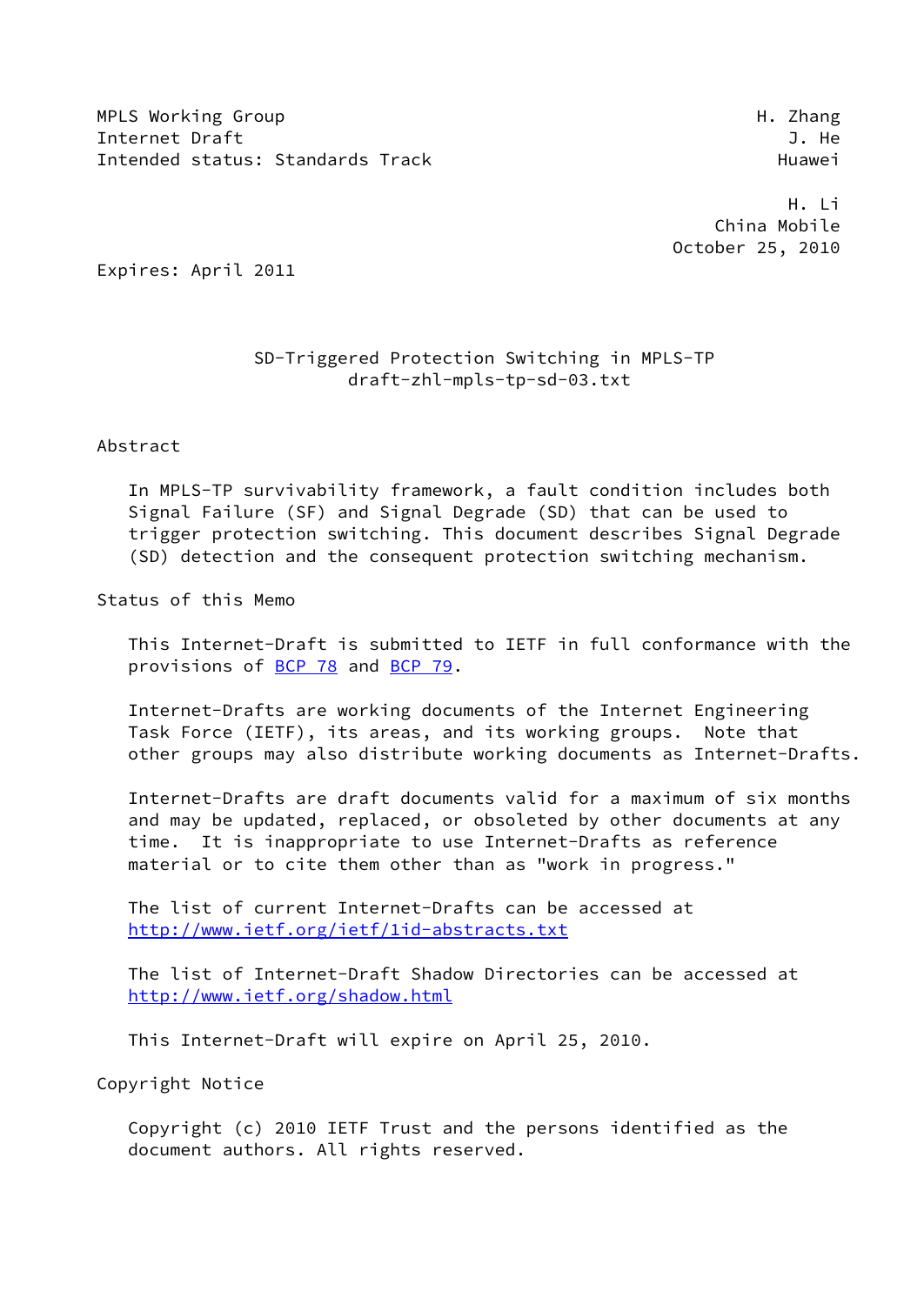MPLS Working Group H. Zhang
Internet Draft J. He
Intended status: Standards Track Huawei

H. Li
China Mobile
October 25, 2010

Expires: April 2011

# SD-Triggered Protection Switching in MPLS-TP
draft-zhl-mpls-tp-sd-03.txt

## Abstract

In MPLS-TP survivability framework, a fault condition includes both Signal Failure (SF) and Signal Degrade (SD) that can be used to trigger protection switching. This document describes Signal Degrade (SD) detection and the consequent protection switching mechanism.

## Status of this Memo

This Internet-Draft is submitted to IETF in full conformance with the provisions of BCP 78 and BCP 79.

Internet-Drafts are working documents of the Internet Engineering Task Force (IETF), its areas, and its working groups. Note that other groups may also distribute working documents as Internet-Drafts.

Internet-Drafts are draft documents valid for a maximum of six months and may be updated, replaced, or obsoleted by other documents at any time. It is inappropriate to use Internet-Drafts as reference material or to cite them other than as "work in progress."

The list of current Internet-Drafts can be accessed at http://www.ietf.org/ietf/1id-abstracts.txt

The list of Internet-Draft Shadow Directories can be accessed at http://www.ietf.org/shadow.html

This Internet-Draft will expire on April 25, 2010.

## Copyright Notice

Copyright (c) 2010 IETF Trust and the persons identified as the document authors. All rights reserved.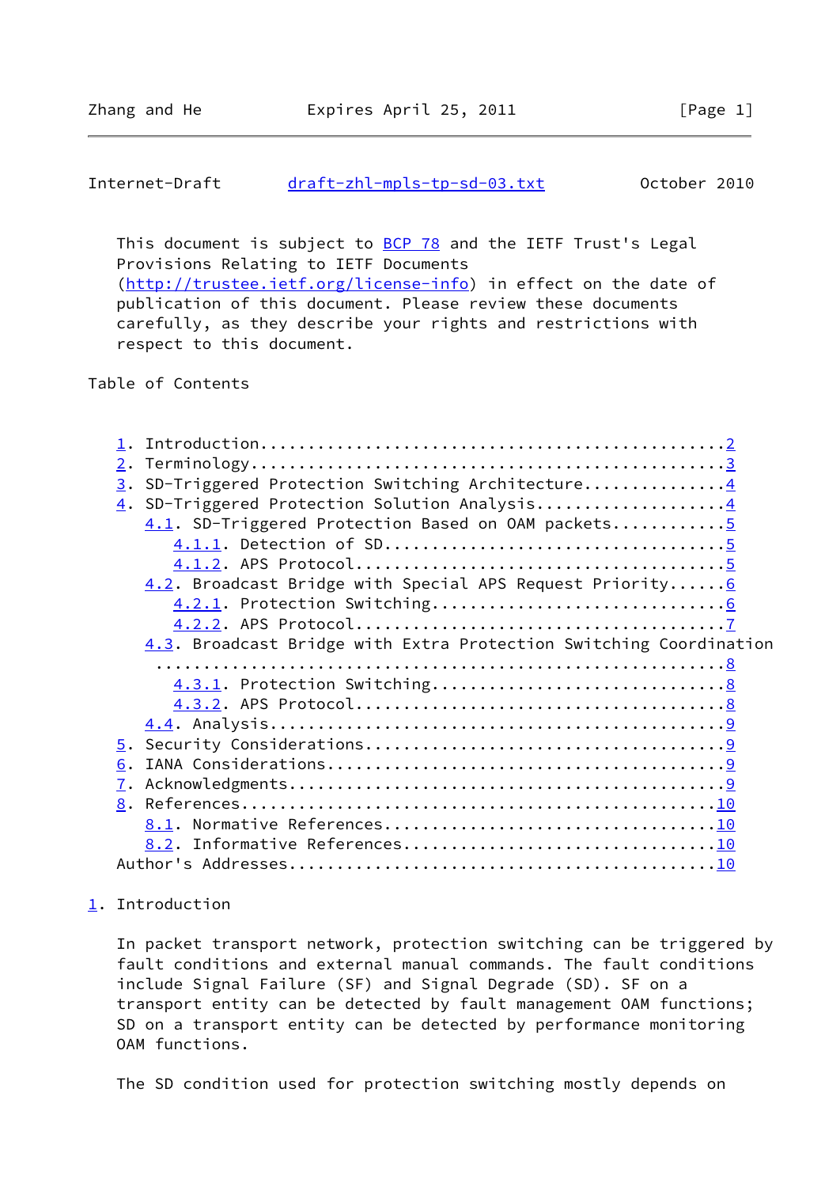This document is subject to BCP 78 and the IETF Trust's Legal Provisions Relating to IETF Documents (http://trustee.ietf.org/license-info) in effect on the date of publication of this document. Please review these documents carefully, as they describe your rights and restrictions with respect to this document.

Table of Contents

1. Introduction................................................2
2. Terminology.................................................3
3. SD-Triggered Protection Switching Architecture..............4
4. SD-Triggered Protection Solution Analysis...................4
   4.1. SD-Triggered Protection Based on OAM packets...........5
      4.1.1. Detection of SD...................................5
      4.1.2. APS Protocol......................................5
   4.2. Broadcast Bridge with Special APS Request Priority......6
      4.2.1. Protection Switching..............................6
      4.2.2. APS Protocol......................................7
   4.3. Broadcast Bridge with Extra Protection Switching Coordination
   ...........................................................8
      4.3.1. Protection Switching..............................8
      4.3.2. APS Protocol......................................8
   4.4. Analysis...............................................9
5. Security Considerations.....................................9
6. IANA Considerations.........................................9
7. Acknowledgments.............................................9
8. References.................................................10
   8.1. Normative References..................................10
   8.2. Informative References................................10
Author's Addresses............................................10

# 1. Introduction

In packet transport network, protection switching can be triggered by fault conditions and external manual commands. The fault conditions include Signal Failure (SF) and Signal Degrade (SD). SF on a transport entity can be detected by fault management OAM functions; SD on a transport entity can be detected by performance monitoring OAM functions.

The SD condition used for protection switching mostly depends on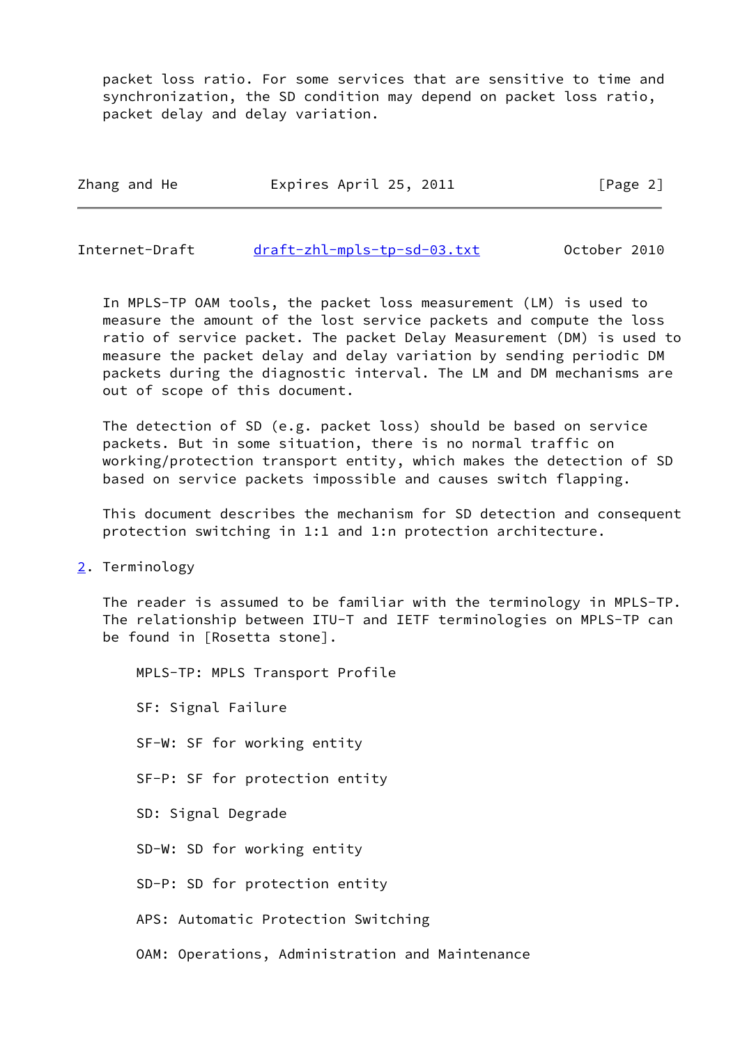packet loss ratio. For some services that are sensitive to time and synchronization, the SD condition may depend on packet loss ratio, packet delay and delay variation.

In MPLS-TP OAM tools, the packet loss measurement (LM) is used to measure the amount of the lost service packets and compute the loss ratio of service packet. The packet Delay Measurement (DM) is used to measure the packet delay and delay variation by sending periodic DM packets during the diagnostic interval. The LM and DM mechanisms are out of scope of this document.

The detection of SD (e.g. packet loss) should be based on service packets. But in some situation, there is no normal traffic on working/protection transport entity, which makes the detection of SD based on service packets impossible and causes switch flapping.

This document describes the mechanism for SD detection and consequent protection switching in 1:1 and 1:n protection architecture.

## 2. Terminology

The reader is assumed to be familiar with the terminology in MPLS-TP. The relationship between ITU-T and IETF terminologies on MPLS-TP can be found in [Rosetta stone].

MPLS-TP: MPLS Transport Profile

SF: Signal Failure

SF-W: SF for working entity

SF-P: SF for protection entity

SD: Signal Degrade

SD-W: SD for working entity

SD-P: SD for protection entity

APS: Automatic Protection Switching

OAM: Operations, Administration and Maintenance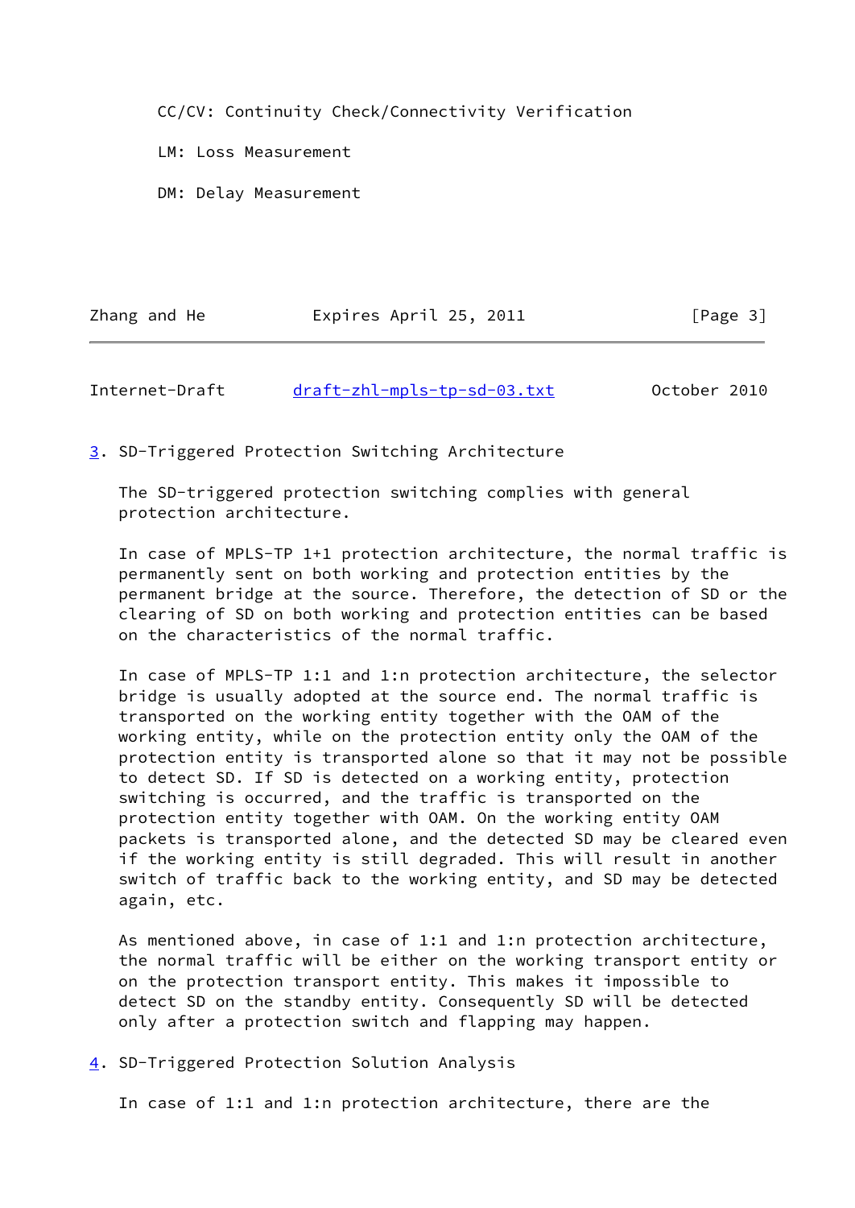CC/CV: Continuity Check/Connectivity Verification

LM: Loss Measurement

DM: Delay Measurement

## 3. SD-Triggered Protection Switching Architecture

The SD-triggered protection switching complies with general protection architecture.

In case of MPLS-TP 1+1 protection architecture, the normal traffic is permanently sent on both working and protection entities by the permanent bridge at the source. Therefore, the detection of SD or the clearing of SD on both working and protection entities can be based on the characteristics of the normal traffic.

In case of MPLS-TP 1:1 and 1:n protection architecture, the selector bridge is usually adopted at the source end. The normal traffic is transported on the working entity together with the OAM of the working entity, while on the protection entity only the OAM of the protection entity is transported alone so that it may not be possible to detect SD. If SD is detected on a working entity, protection switching is occurred, and the traffic is transported on the protection entity together with OAM. On the working entity OAM packets is transported alone, and the detected SD may be cleared even if the working entity is still degraded. This will result in another switch of traffic back to the working entity, and SD may be detected again, etc.

As mentioned above, in case of 1:1 and 1:n protection architecture, the normal traffic will be either on the working transport entity or on the protection transport entity. This makes it impossible to detect SD on the standby entity. Consequently SD will be detected only after a protection switch and flapping may happen.

## 4. SD-Triggered Protection Solution Analysis

In case of 1:1 and 1:n protection architecture, there are the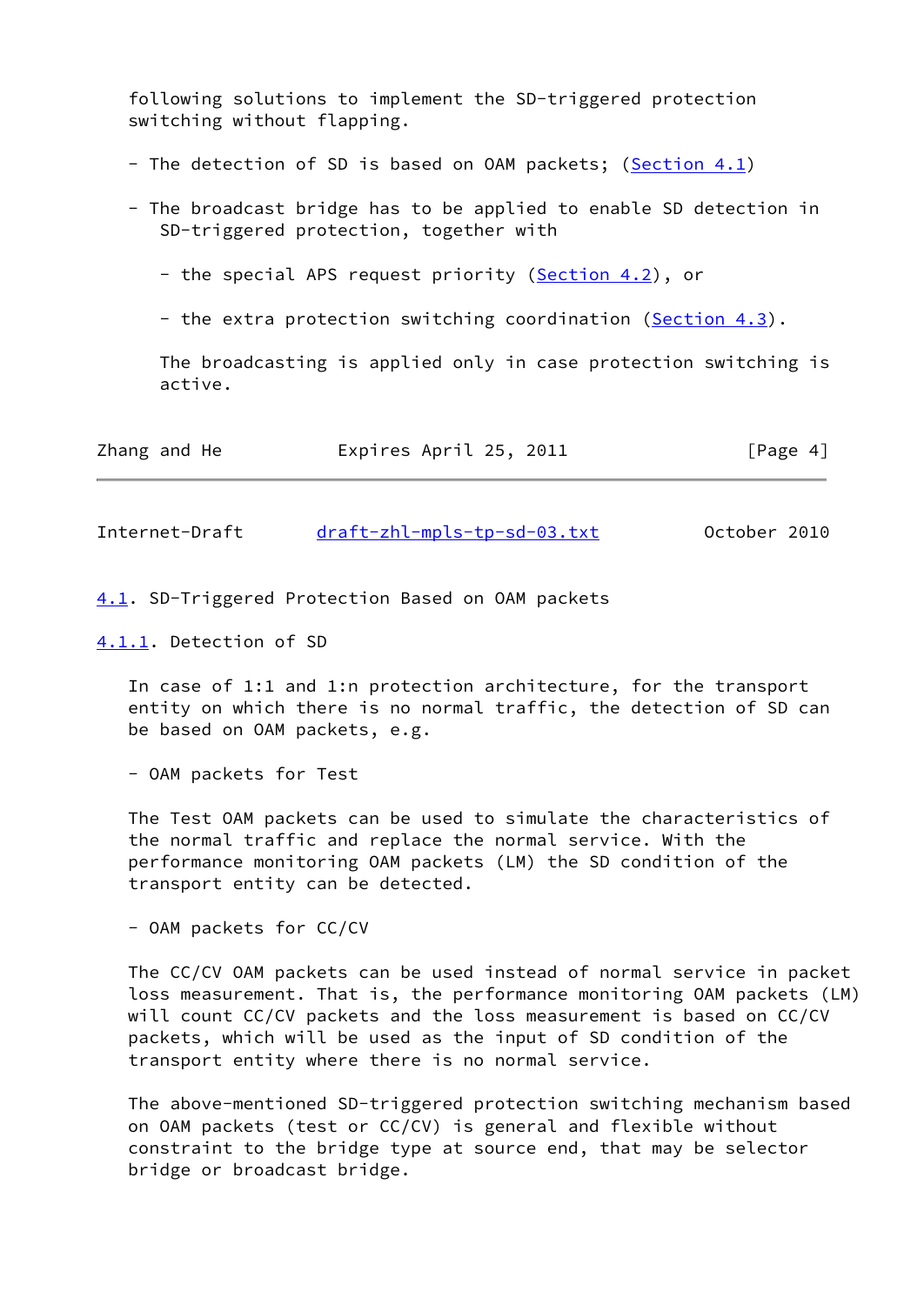following solutions to implement the SD-triggered protection switching without flapping.

- The detection of SD is based on OAM packets; (Section 4.1)

- The broadcast bridge has to be applied to enable SD detection in SD-triggered protection, together with

  - the special APS request priority (Section 4.2), or

  - the extra protection switching coordination (Section 4.3).

  The broadcasting is applied only in case protection switching is active.

### 4.1. SD-Triggered Protection Based on OAM packets

#### 4.1.1. Detection of SD

In case of 1:1 and 1:n protection architecture, for the transport entity on which there is no normal traffic, the detection of SD can be based on OAM packets, e.g.

- OAM packets for Test

The Test OAM packets can be used to simulate the characteristics of the normal traffic and replace the normal service. With the performance monitoring OAM packets (LM) the SD condition of the transport entity can be detected.

- OAM packets for CC/CV

The CC/CV OAM packets can be used instead of normal service in packet loss measurement. That is, the performance monitoring OAM packets (LM) will count CC/CV packets and the loss measurement is based on CC/CV packets, which will be used as the input of SD condition of the transport entity where there is no normal service.

The above-mentioned SD-triggered protection switching mechanism based on OAM packets (test or CC/CV) is general and flexible without constraint to the bridge type at source end, that may be selector bridge or broadcast bridge.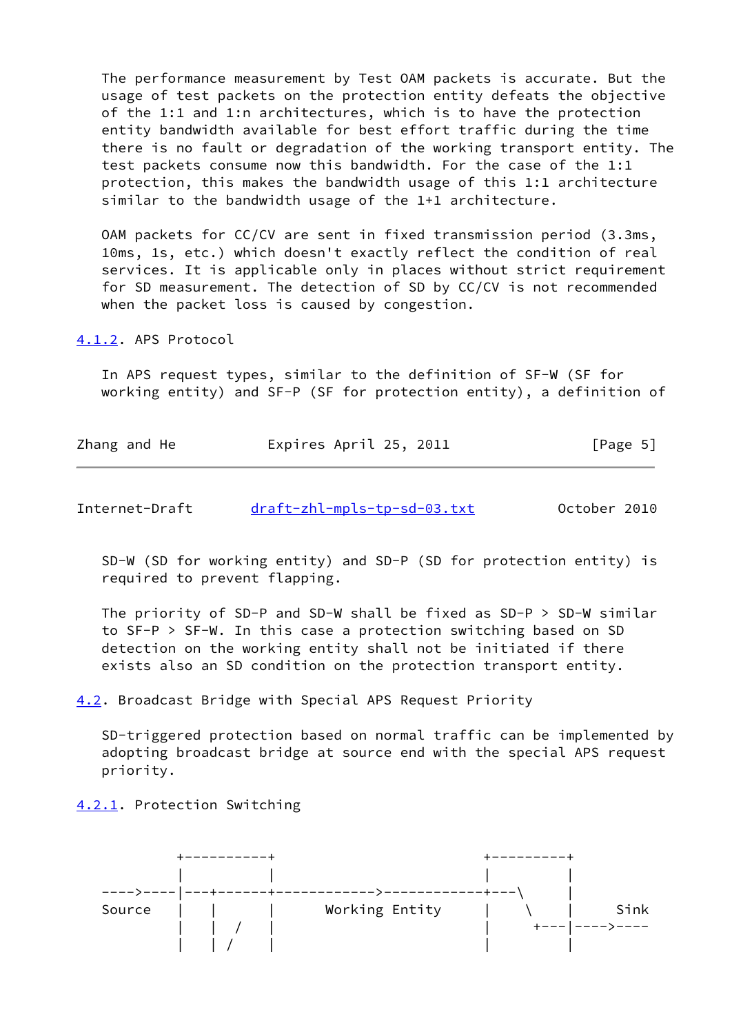The performance measurement by Test OAM packets is accurate. But the usage of test packets on the protection entity defeats the objective of the 1:1 and 1:n architectures, which is to have the protection entity bandwidth available for best effort traffic during the time there is no fault or degradation of the working transport entity. The test packets consume now this bandwidth. For the case of the 1:1 protection, this makes the bandwidth usage of this 1:1 architecture similar to the bandwidth usage of the 1+1 architecture.

OAM packets for CC/CV are sent in fixed transmission period (3.3ms, 10ms, 1s, etc.) which doesn't exactly reflect the condition of real services. It is applicable only in places without strict requirement for SD measurement. The detection of SD by CC/CV is not recommended when the packet loss is caused by congestion.

#### 4.1.2. APS Protocol

In APS request types, similar to the definition of SF-W (SF for working entity) and SF-P (SF for protection entity), a definition of SD-W (SD for working entity) and SD-P (SD for protection entity) is required to prevent flapping.

The priority of SD-P and SD-W shall be fixed as SD-P > SD-W similar to SF-P > SF-W. In this case a protection switching based on SD detection on the working entity shall not be initiated if there exists also an SD condition on the protection transport entity.

### 4.2. Broadcast Bridge with Special APS Request Priority

SD-triggered protection based on normal traffic can be implemented by adopting broadcast bridge at source end with the special APS request priority.

#### 4.2.1. Protection Switching

```
        +-----------+                                    +----------+
        |           |                                    |          |
---->---|---+-------+------------->------------+---\     |
Source  |   |       |       Working Entity       |    \    |     Sink
        |   |  /    |                            |     +---|---->----
        |   | /     |                            |          |
```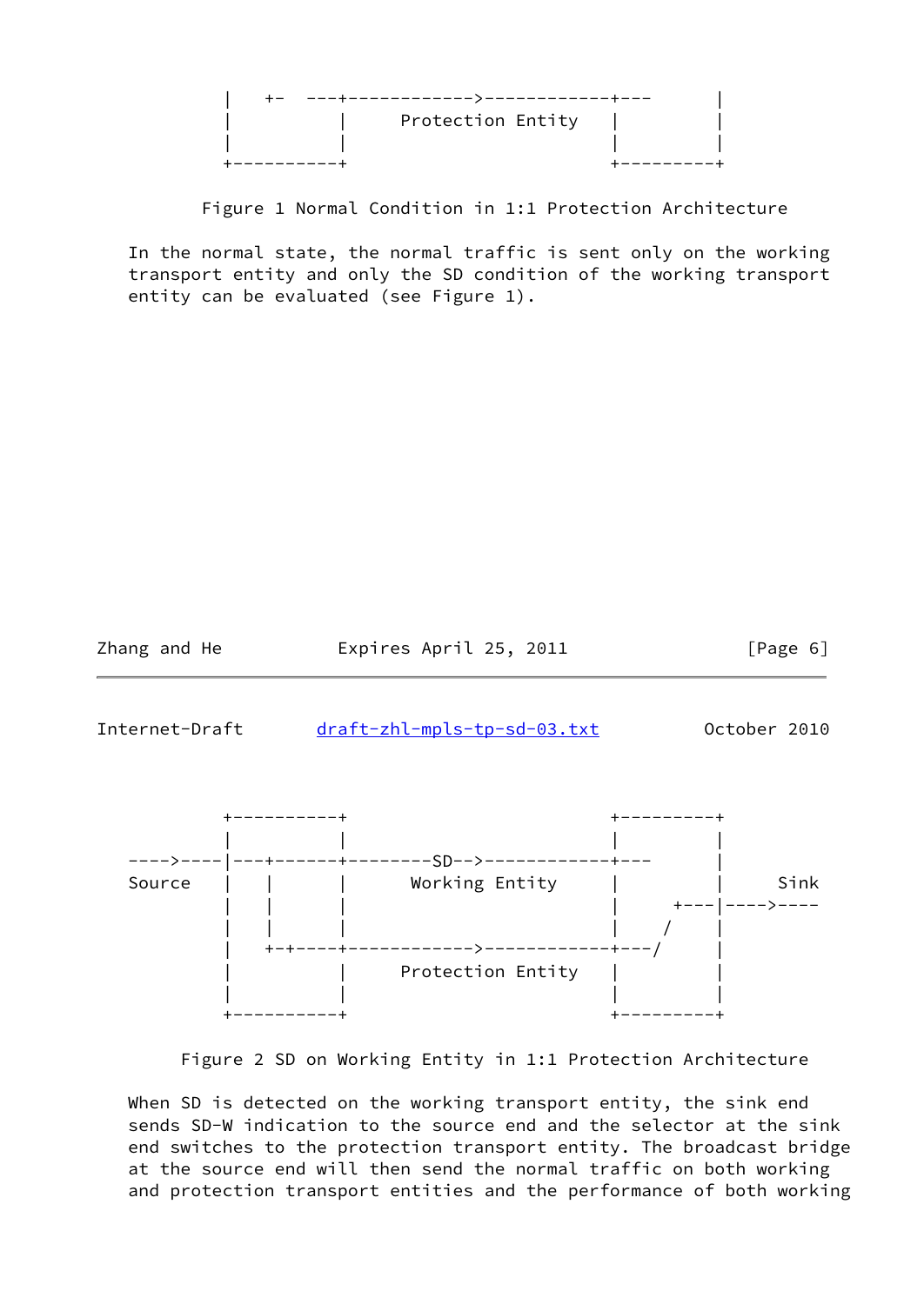```
         |    +-  ---+------------>------------+---       |
         |         |     Protection Entity    |          |
         |         |                          |          |
         +----------+                          +---------+
```

Figure 1 Normal Condition in 1:1 Protection Architecture

In the normal state, the normal traffic is sent only on the working transport entity and only the SD condition of the working transport entity can be evaluated (see Figure 1).

```
         +----------+                          +---------+
         |          |                          |         |
----->----|---+------+--------SD-->------------+---      |
Source   |   |      |     Working Entity      |         |    Sink
         |   |      |                          |    +---|---->----
         |   |      |                          |   /     |
         |   +-+----+------------>------------+---/      |
         |          |     Protection Entity    |         |
         |          |                          |         |
         +----------+                          +---------+
```

Figure 2 SD on Working Entity in 1:1 Protection Architecture

When SD is detected on the working transport entity, the sink end sends SD-W indication to the source end and the selector at the sink end switches to the protection transport entity. The broadcast bridge at the source end will then send the normal traffic on both working and protection transport entities and the performance of both working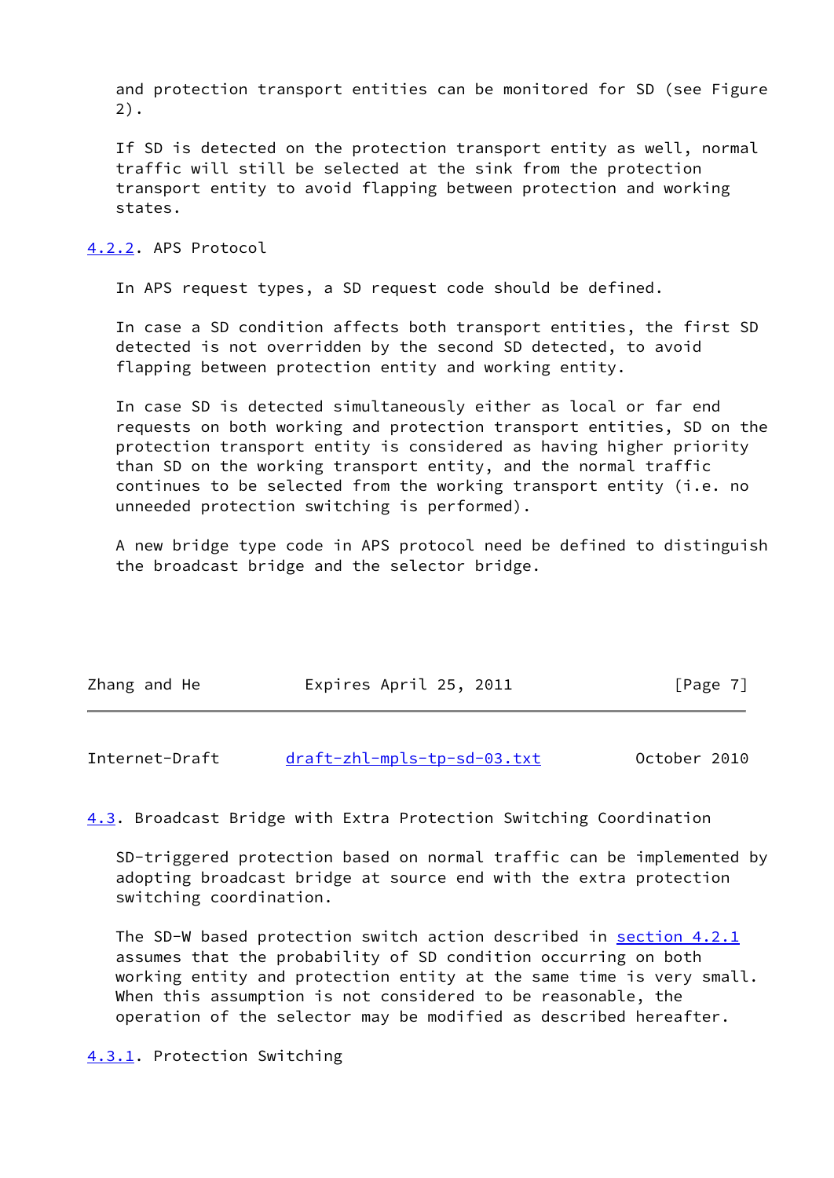and protection transport entities can be monitored for SD (see Figure 2).

If SD is detected on the protection transport entity as well, normal traffic will still be selected at the sink from the protection transport entity to avoid flapping between protection and working states.

### 4.2.2. APS Protocol

In APS request types, a SD request code should be defined.

In case a SD condition affects both transport entities, the first SD detected is not overridden by the second SD detected, to avoid flapping between protection entity and working entity.

In case SD is detected simultaneously either as local or far end requests on both working and protection transport entities, SD on the protection transport entity is considered as having higher priority than SD on the working transport entity, and the normal traffic continues to be selected from the working transport entity (i.e. no unneeded protection switching is performed).

A new bridge type code in APS protocol need be defined to distinguish the broadcast bridge and the selector bridge.

## 4.3. Broadcast Bridge with Extra Protection Switching Coordination

SD-triggered protection based on normal traffic can be implemented by adopting broadcast bridge at source end with the extra protection switching coordination.

The SD-W based protection switch action described in section 4.2.1 assumes that the probability of SD condition occurring on both working entity and protection entity at the same time is very small. When this assumption is not considered to be reasonable, the operation of the selector may be modified as described hereafter.

### 4.3.1. Protection Switching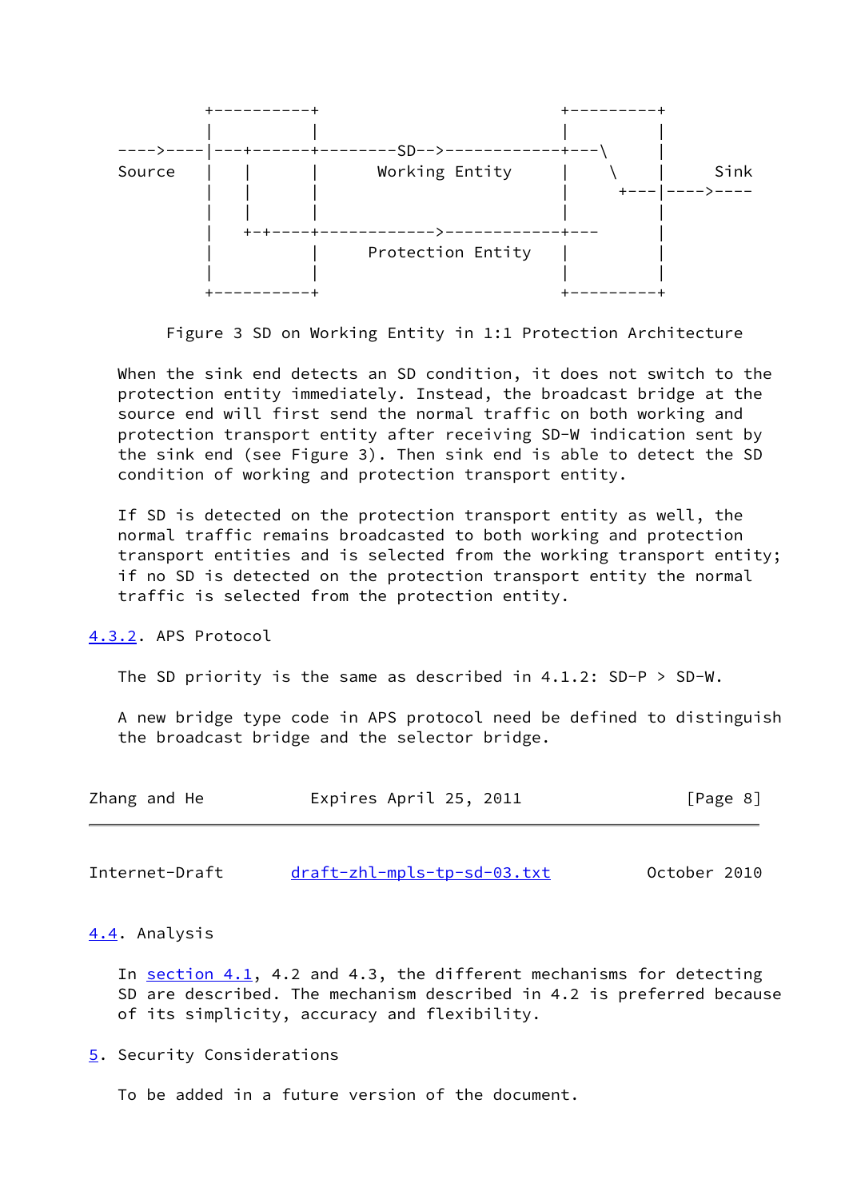```
             +----------+                            +---------+
             |          |                            |         |
   ---->----|---+------+--------SD-->------------+---\        |
   Source    |   |      |      Working Entity       |    \     |     Sink
             |   |      |                            |     +---|---->----
             |   |      |                            |         |
             |   +-+----+------------>------------+---         |
             |          |      Protection Entity    |          |
             |          |                            |         |
             +----------+                            +---------+
```

Figure 3 SD on Working Entity in 1:1 Protection Architecture

When the sink end detects an SD condition, it does not switch to the protection entity immediately. Instead, the broadcast bridge at the source end will first send the normal traffic on both working and protection transport entity after receiving SD-W indication sent by the sink end (see Figure 3). Then sink end is able to detect the SD condition of working and protection transport entity.

If SD is detected on the protection transport entity as well, the normal traffic remains broadcasted to both working and protection transport entities and is selected from the working transport entity; if no SD is detected on the protection transport entity the normal traffic is selected from the protection entity.

### 4.3.2. APS Protocol

The SD priority is the same as described in 4.1.2: SD-P > SD-W.

A new bridge type code in APS protocol need be defined to distinguish the broadcast bridge and the selector bridge.

## 4.4. Analysis

In section 4.1, 4.2 and 4.3, the different mechanisms for detecting SD are described. The mechanism described in 4.2 is preferred because of its simplicity, accuracy and flexibility.

# 5. Security Considerations

To be added in a future version of the document.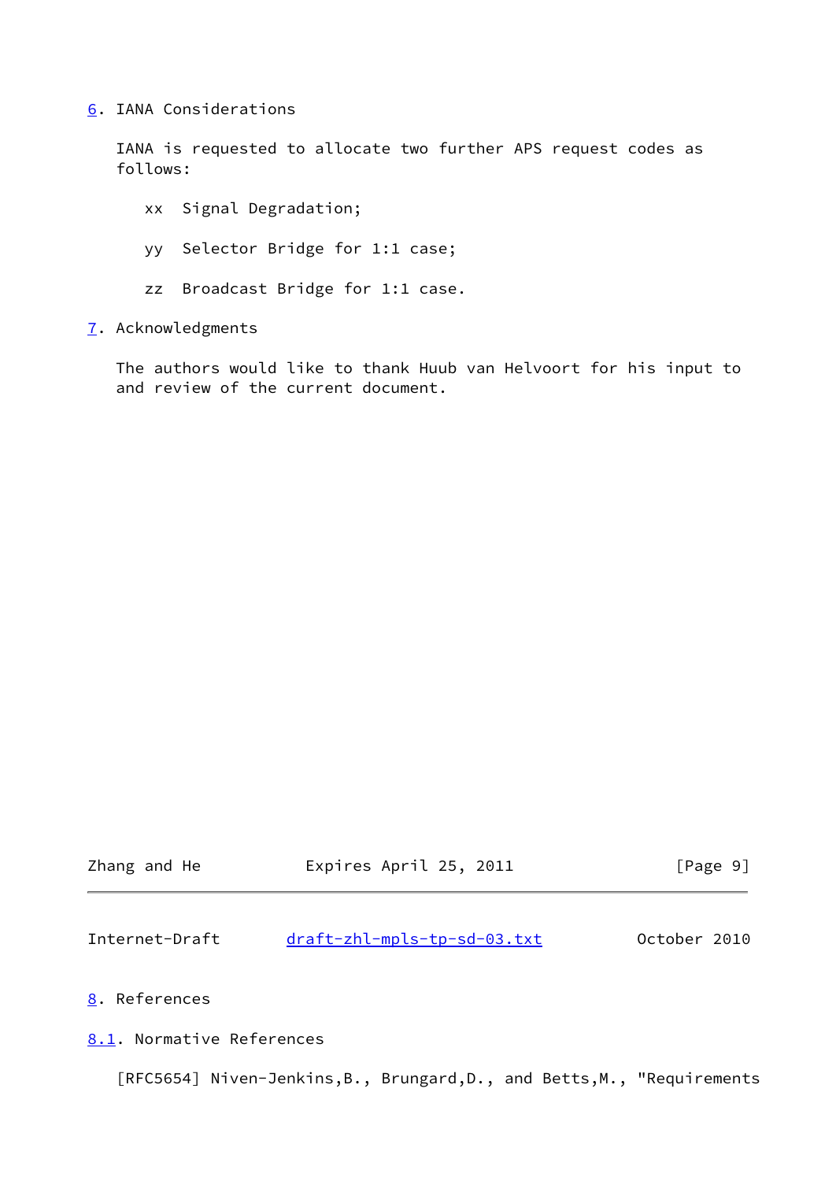## 6. IANA Considerations

IANA is requested to allocate two further APS request codes as follows:

xx  Signal Degradation;

yy  Selector Bridge for 1:1 case;

zz  Broadcast Bridge for 1:1 case.

## 7. Acknowledgments

The authors would like to thank Huub van Helvoort for his input to and review of the current document.

## 8. References

### 8.1. Normative References

[RFC5654] Niven-Jenkins,B., Brungard,D., and Betts,M., "Requirements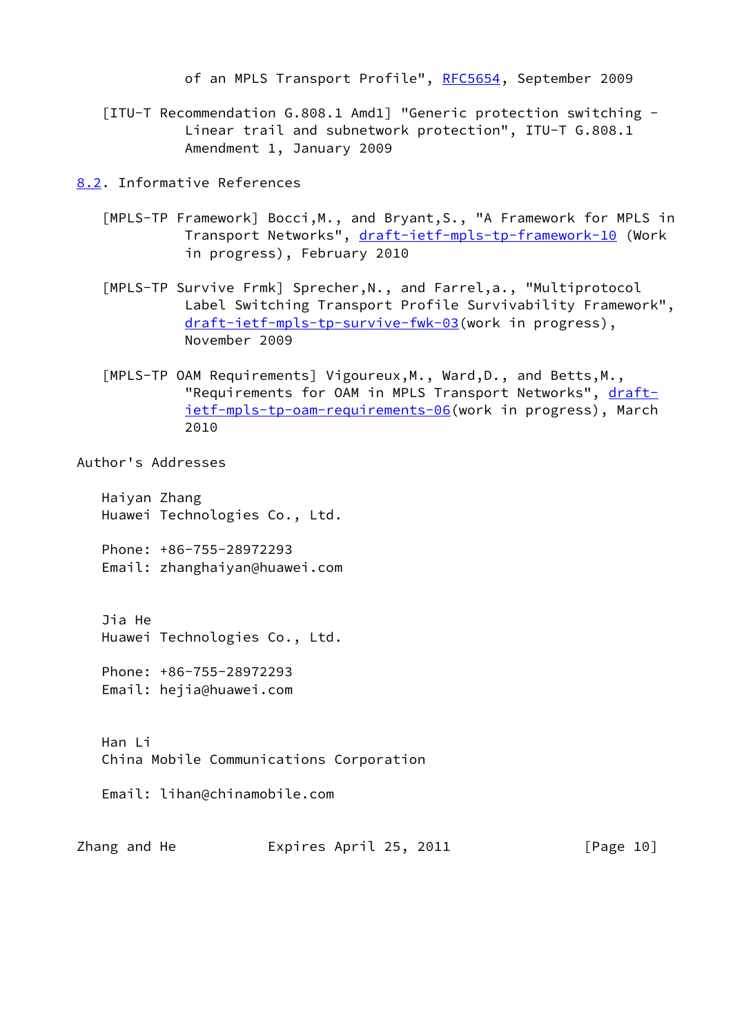of an MPLS Transport Profile", RFC5654, September 2009

[ITU-T Recommendation G.808.1 Amd1] "Generic protection switching - Linear trail and subnetwork protection", ITU-T G.808.1 Amendment 1, January 2009

### 8.2. Informative References

[MPLS-TP Framework] Bocci,M., and Bryant,S., "A Framework for MPLS in Transport Networks", draft-ietf-mpls-tp-framework-10 (Work in progress), February 2010

[MPLS-TP Survive Frmk] Sprecher,N., and Farrel,a., "Multiprotocol Label Switching Transport Profile Survivability Framework", draft-ietf-mpls-tp-survive-fwk-03(work in progress), November 2009

[MPLS-TP OAM Requirements] Vigoureux,M., Ward,D., and Betts,M., "Requirements for OAM in MPLS Transport Networks", draft-ietf-mpls-tp-oam-requirements-06(work in progress), March 2010

## Author's Addresses

Haiyan Zhang
Huawei Technologies Co., Ltd.

Phone: +86-755-28972293
Email: zhanghaiyan@huawei.com

Jia He
Huawei Technologies Co., Ltd.

Phone: +86-755-28972293
Email: hejia@huawei.com

Han Li
China Mobile Communications Corporation

Email: lihan@chinamobile.com